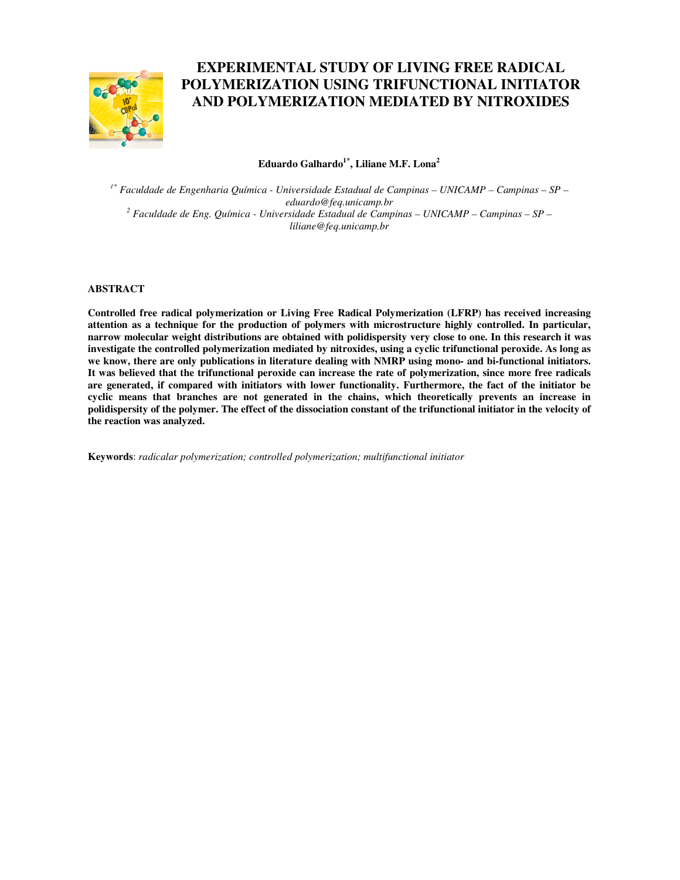# EXPERIMENTAL STUDY OF LIVING FREE RADICAL POLYMERIZATION USING TRIFUNCTIONAL INITIATOR AND POLYMERIZATION MEDIATED BY NITROXIDES

**Eduardo Galhardo[1*], Liliane M.F. Lona[2]**

*[1*] Faculdade de Engenharia Química - Universidade Estadual de Campinas – UNICAMP – Campinas – SP – eduardo@feq.unicamp.br*
*[2] Faculdade de Eng. Química - Universidade Estadual de Campinas – UNICAMP – Campinas – SP – liliane@feq.unicamp.br*

## ABSTRACT

**Controlled free radical polymerization or Living Free Radical Polymerization (LFRP) has received increasing attention as a technique for the production of polymers with microstructure highly controlled. In particular, narrow molecular weight distributions are obtained with polidispersity very close to one. In this research it was investigate the controlled polymerization mediated by nitroxides, using a cyclic trifunctional peroxide. As long as we know, there are only publications in literature dealing with NMRP using mono- and bi-functional initiators. It was believed that the trifunctional peroxide can increase the rate of polymerization, since more free radicals are generated, if compared with initiators with lower functionality. Furthermore, the fact of the initiator be cyclic means that branches are not generated in the chains, which theoretically prevents an increase in polidispersity of the polymer. The effect of the dissociation constant of the trifunctional initiator in the velocity of the reaction was analyzed.**

**Keywords**: *radicalar polymerization; controlled polymerization; multifunctional initiator*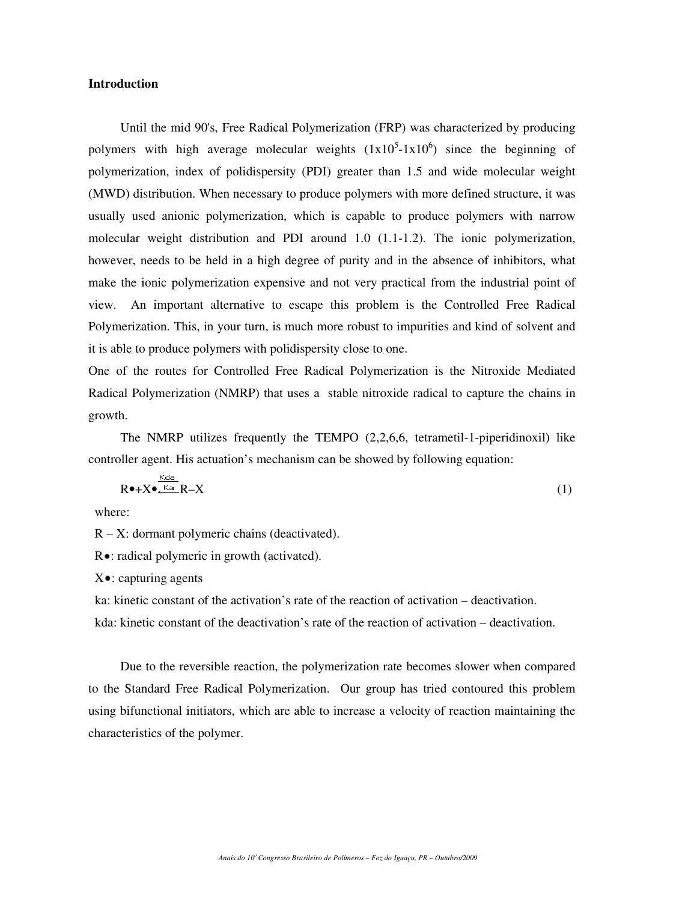**Introduction**

Until the mid 90's, Free Radical Polymerization (FRP) was characterized by producing polymers with high average molecular weights ($1x10^5$-$1x10^6$) since the beginning of polymerization, index of polidispersity (PDI) greater than 1.5 and wide molecular weight (MWD) distribution. When necessary to produce polymers with more defined structure, it was usually used anionic polymerization, which is capable to produce polymers with narrow molecular weight distribution and PDI around 1.0 (1.1-1.2). The ionic polymerization, however, needs to be held in a high degree of purity and in the absence of inhibitors, what make the ionic polymerization expensive and not very practical from the industrial point of view. An important alternative to escape this problem is the Controlled Free Radical Polymerization. This, in your turn, is much more robust to impurities and kind of solvent and it is able to produce polymers with polidispersity close to one.

One of the routes for Controlled Free Radical Polymerization is the Nitroxide Mediated Radical Polymerization (NMRP) that uses a stable nitroxide radical to capture the chains in growth.

The NMRP utilizes frequently the TEMPO (2,2,6,6, tetrametil-1-piperidinoxil) like controller agent. His actuation's mechanism can be showed by following equation:

$$R\bullet + X\bullet \underset{Ka}{\overset{Kda}{\rightleftharpoons}} R\text{–}X \tag{1}$$

where:

R – X: dormant polymeric chains (deactivated).

R•: radical polymeric in growth (activated).

X•: capturing agents

ka: kinetic constant of the activation's rate of the reaction of activation – deactivation.

kda: kinetic constant of the deactivation's rate of the reaction of activation – deactivation.

Due to the reversible reaction, the polymerization rate becomes slower when compared to the Standard Free Radical Polymerization. Our group has tried contoured this problem using bifunctional initiators, which are able to increase a velocity of reaction maintaining the characteristics of the polymer.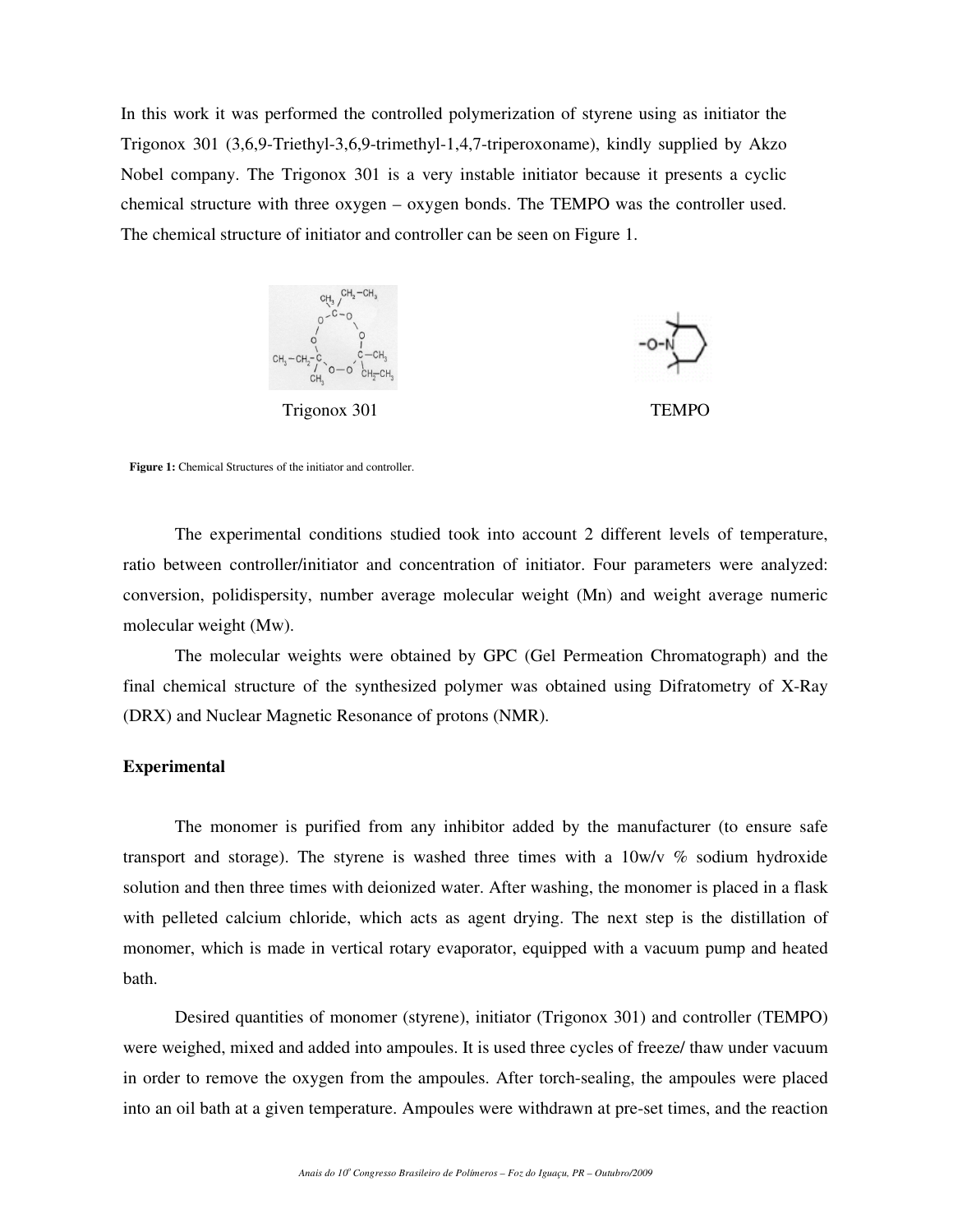In this work it was performed the controlled polymerization of styrene using as initiator the Trigonox 301 (3,6,9-Triethyl-3,6,9-trimethyl-1,4,7-triperoxoname), kindly supplied by Akzo Nobel company. The Trigonox 301 is a very instable initiator because it presents a cyclic chemical structure with three oxygen – oxygen bonds. The TEMPO was the controller used. The chemical structure of initiator and controller can be seen on Figure 1.

Trigonox 301 TEMPO

**Figure 1:** Chemical Structures of the initiator and controller.

The experimental conditions studied took into account 2 different levels of temperature, ratio between controller/initiator and concentration of initiator. Four parameters were analyzed: conversion, polidispersity, number average molecular weight (Mn) and weight average numeric molecular weight (Mw).

The molecular weights were obtained by GPC (Gel Permeation Chromatograph) and the final chemical structure of the synthesized polymer was obtained using Difratometry of X-Ray (DRX) and Nuclear Magnetic Resonance of protons (NMR).

## Experimental

The monomer is purified from any inhibitor added by the manufacturer (to ensure safe transport and storage). The styrene is washed three times with a 10w/v % sodium hydroxide solution and then three times with deionized water. After washing, the monomer is placed in a flask with pelleted calcium chloride, which acts as agent drying. The next step is the distillation of monomer, which is made in vertical rotary evaporator, equipped with a vacuum pump and heated bath.

Desired quantities of monomer (styrene), initiator (Trigonox 301) and controller (TEMPO) were weighed, mixed and added into ampoules. It is used three cycles of freeze/ thaw under vacuum in order to remove the oxygen from the ampoules. After torch-sealing, the ampoules were placed into an oil bath at a given temperature. Ampoules were withdrawn at pre-set times, and the reaction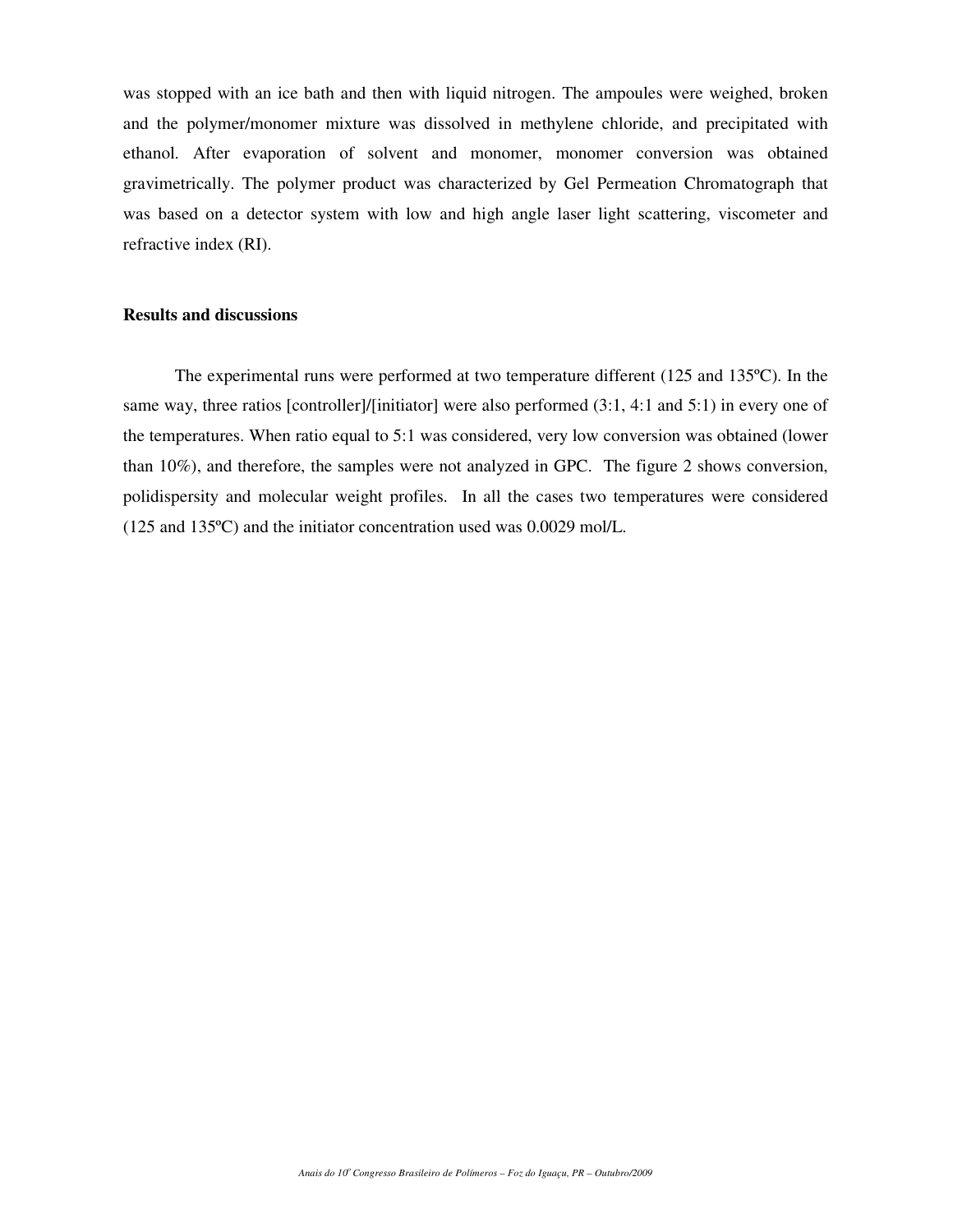was stopped with an ice bath and then with liquid nitrogen. The ampoules were weighed, broken and the polymer/monomer mixture was dissolved in methylene chloride, and precipitated with ethanol. After evaporation of solvent and monomer, monomer conversion was obtained gravimetrically. The polymer product was characterized by Gel Permeation Chromatograph that was based on a detector system with low and high angle laser light scattering, viscometer and refractive index (RI).

**Results and discussions**

The experimental runs were performed at two temperature different (125 and 135ºC). In the same way, three ratios [controller]/[initiator] were also performed (3:1, 4:1 and 5:1) in every one of the temperatures. When ratio equal to 5:1 was considered, very low conversion was obtained (lower than 10%), and therefore, the samples were not analyzed in GPC. The figure 2 shows conversion, polidispersity and molecular weight profiles. In all the cases two temperatures were considered (125 and 135ºC) and the initiator concentration used was 0.0029 mol/L.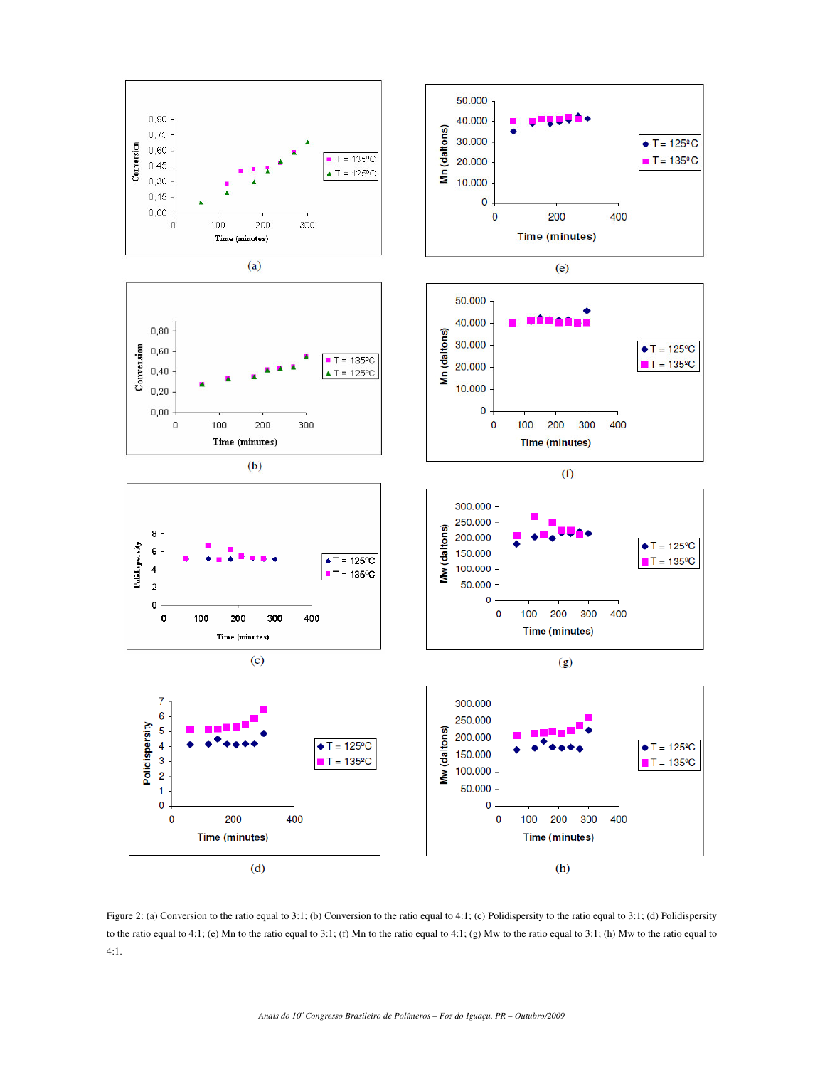Figure 2: (a) Conversion to the ratio equal to 3:1; (b) Conversion to the ratio equal to 4:1; (c) Polidispersity to the ratio equal to 3:1; (d) Polidispersity to the ratio equal to 4:1; (e) Mn to the ratio equal to 3:1; (f) Mn to the ratio equal to 4:1; (g) Mw to the ratio equal to 3:1; (h) Mw to the ratio equal to 4:1.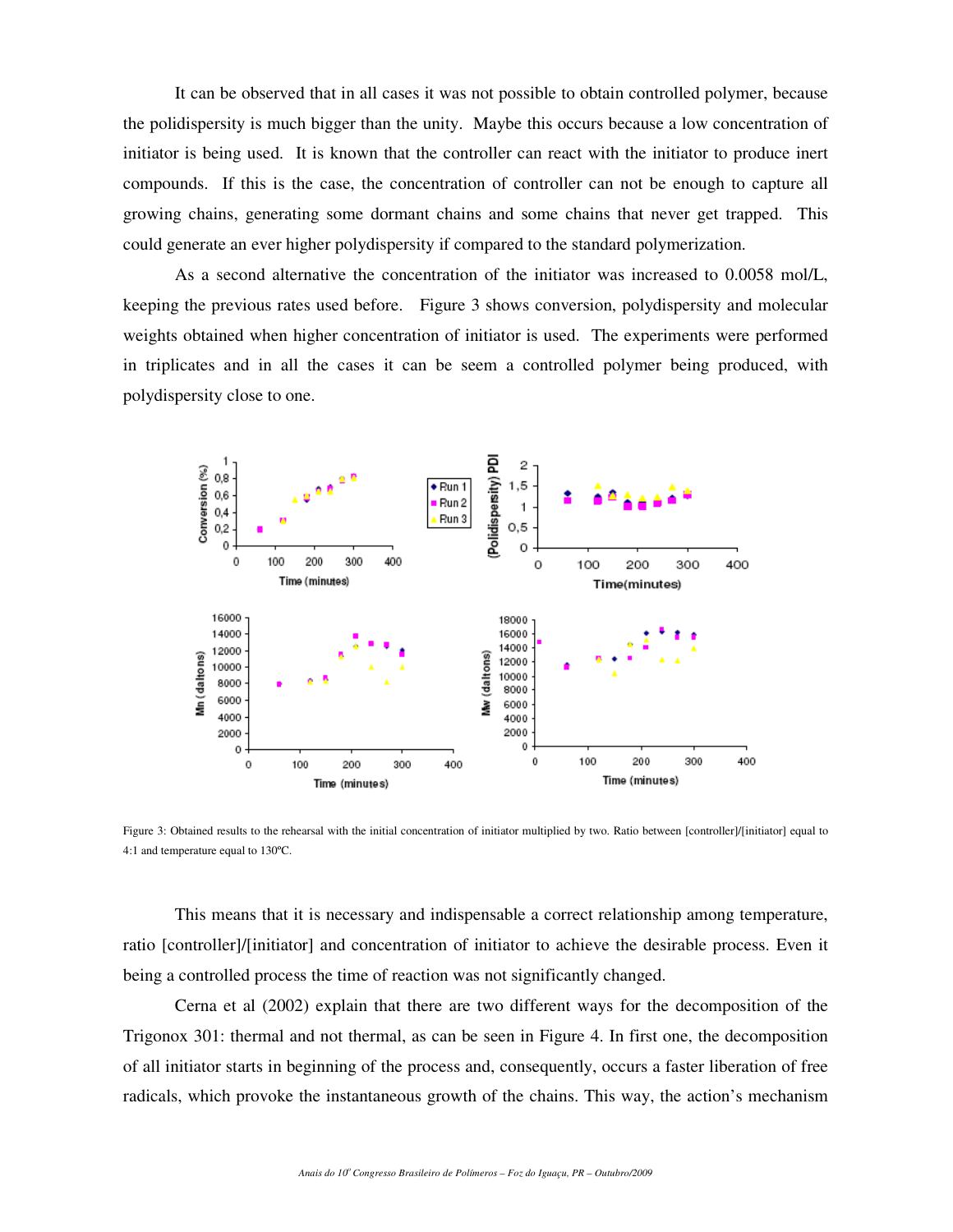It can be observed that in all cases it was not possible to obtain controlled polymer, because the polidispersity is much bigger than the unity. Maybe this occurs because a low concentration of initiator is being used. It is known that the controller can react with the initiator to produce inert compounds. If this is the case, the concentration of controller can not be enough to capture all growing chains, generating some dormant chains and some chains that never get trapped. This could generate an ever higher polydispersity if compared to the standard polymerization.

As a second alternative the concentration of the initiator was increased to 0.0058 mol/L, keeping the previous rates used before. Figure 3 shows conversion, polydispersity and molecular weights obtained when higher concentration of initiator is used. The experiments were performed in triplicates and in all the cases it can be seem a controlled polymer being produced, with polydispersity close to one.

Figure 3: Obtained results to the rehearsal with the initial concentration of initiator multiplied by two. Ratio between [controller]/[initiator] equal to 4:1 and temperature equal to 130ºC.

This means that it is necessary and indispensable a correct relationship among temperature, ratio [controller]/[initiator] and concentration of initiator to achieve the desirable process. Even it being a controlled process the time of reaction was not significantly changed.

Cerna et al (2002) explain that there are two different ways for the decomposition of the Trigonox 301: thermal and not thermal, as can be seen in Figure 4. In first one, the decomposition of all initiator starts in beginning of the process and, consequently, occurs a faster liberation of free radicals, which provoke the instantaneous growth of the chains. This way, the action's mechanism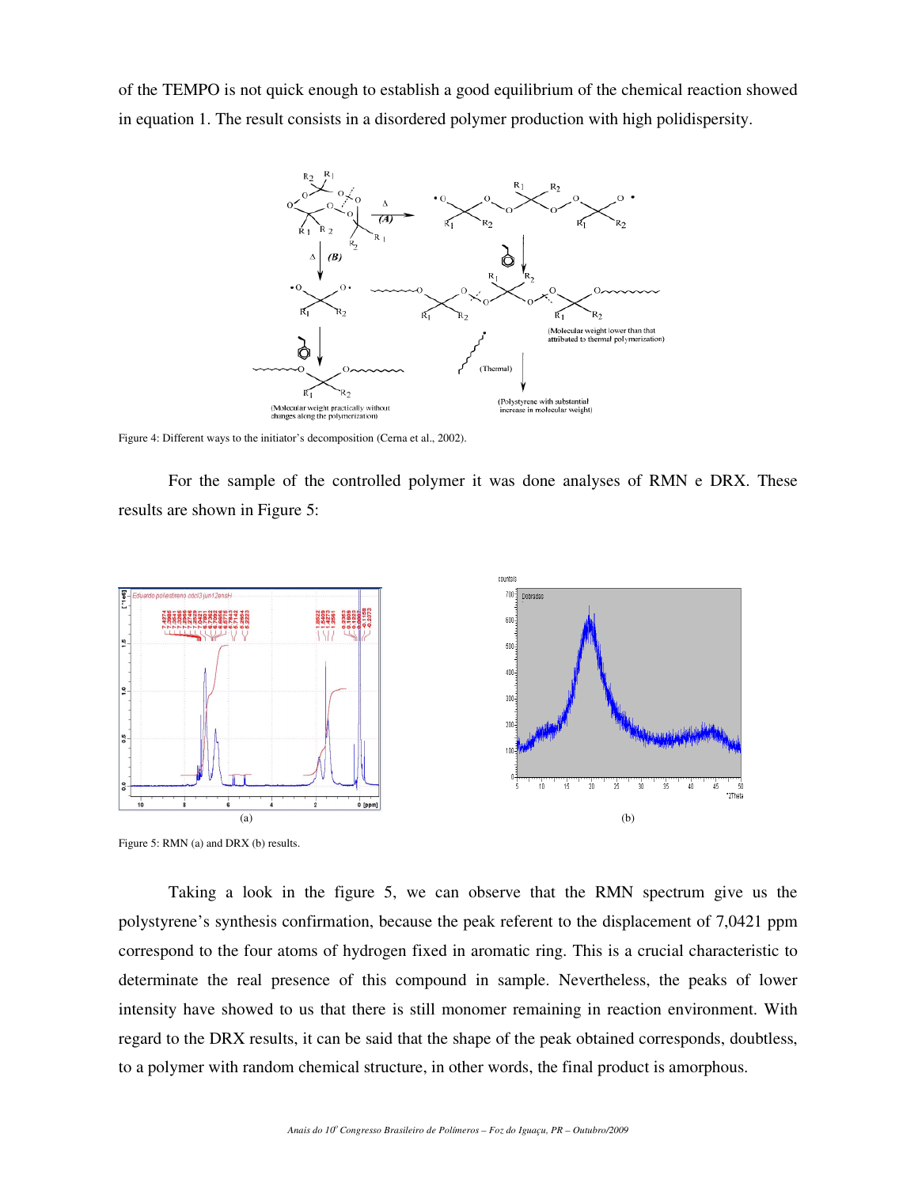of the TEMPO is not quick enough to establish a good equilibrium of the chemical reaction showed in equation 1. The result consists in a disordered polymer production with high polidispersity.

Figure 4: Different ways to the initiator's decomposition (Cerna et al., 2002).

For the sample of the controlled polymer it was done analyses of RMN e DRX. These results are shown in Figure 5:

(a)

(b)

Figure 5: RMN (a) and DRX (b) results.

Taking a look in the figure 5, we can observe that the RMN spectrum give us the polystyrene's synthesis confirmation, because the peak referent to the displacement of 7,0421 ppm correspond to the four atoms of hydrogen fixed in aromatic ring. This is a crucial characteristic to determinate the real presence of this compound in sample. Nevertheless, the peaks of lower intensity have showed to us that there is still monomer remaining in reaction environment. With regard to the DRX results, it can be said that the shape of the peak obtained corresponds, doubtless, to a polymer with random chemical structure, in other words, the final product is amorphous.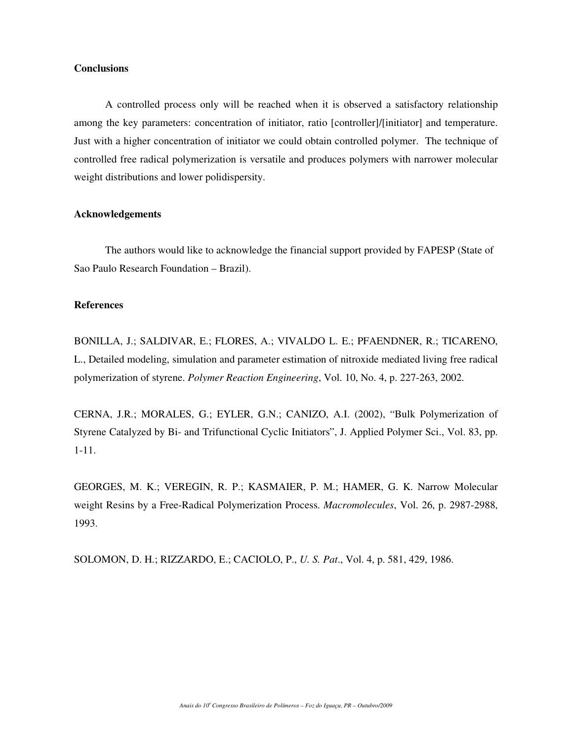## Conclusions

A controlled process only will be reached when it is observed a satisfactory relationship among the key parameters: concentration of initiator, ratio [controller]/[initiator] and temperature. Just with a higher concentration of initiator we could obtain controlled polymer. The technique of controlled free radical polymerization is versatile and produces polymers with narrower molecular weight distributions and lower polidispersity.

## Acknowledgements

The authors would like to acknowledge the financial support provided by FAPESP (State of Sao Paulo Research Foundation – Brazil).

## References

BONILLA, J.; SALDIVAR, E.; FLORES, A.; VIVALDO L. E.; PFAENDNER, R.; TICARENO, L., Detailed modeling, simulation and parameter estimation of nitroxide mediated living free radical polymerization of styrene. *Polymer Reaction Engineering*, Vol. 10, No. 4, p. 227-263, 2002.

CERNA, J.R.; MORALES, G.; EYLER, G.N.; CANIZO, A.I. (2002), "Bulk Polymerization of Styrene Catalyzed by Bi- and Trifunctional Cyclic Initiators", J. Applied Polymer Sci., Vol. 83, pp. 1-11.

GEORGES, M. K.; VEREGIN, R. P.; KASMAIER, P. M.; HAMER, G. K. Narrow Molecular weight Resins by a Free-Radical Polymerization Process. *Macromolecules*, Vol. 26, p. 2987-2988, 1993.

SOLOMON, D. H.; RIZZARDO, E.; CACIOLO, P., *U. S. Pat*., Vol. 4, p. 581, 429, 1986.